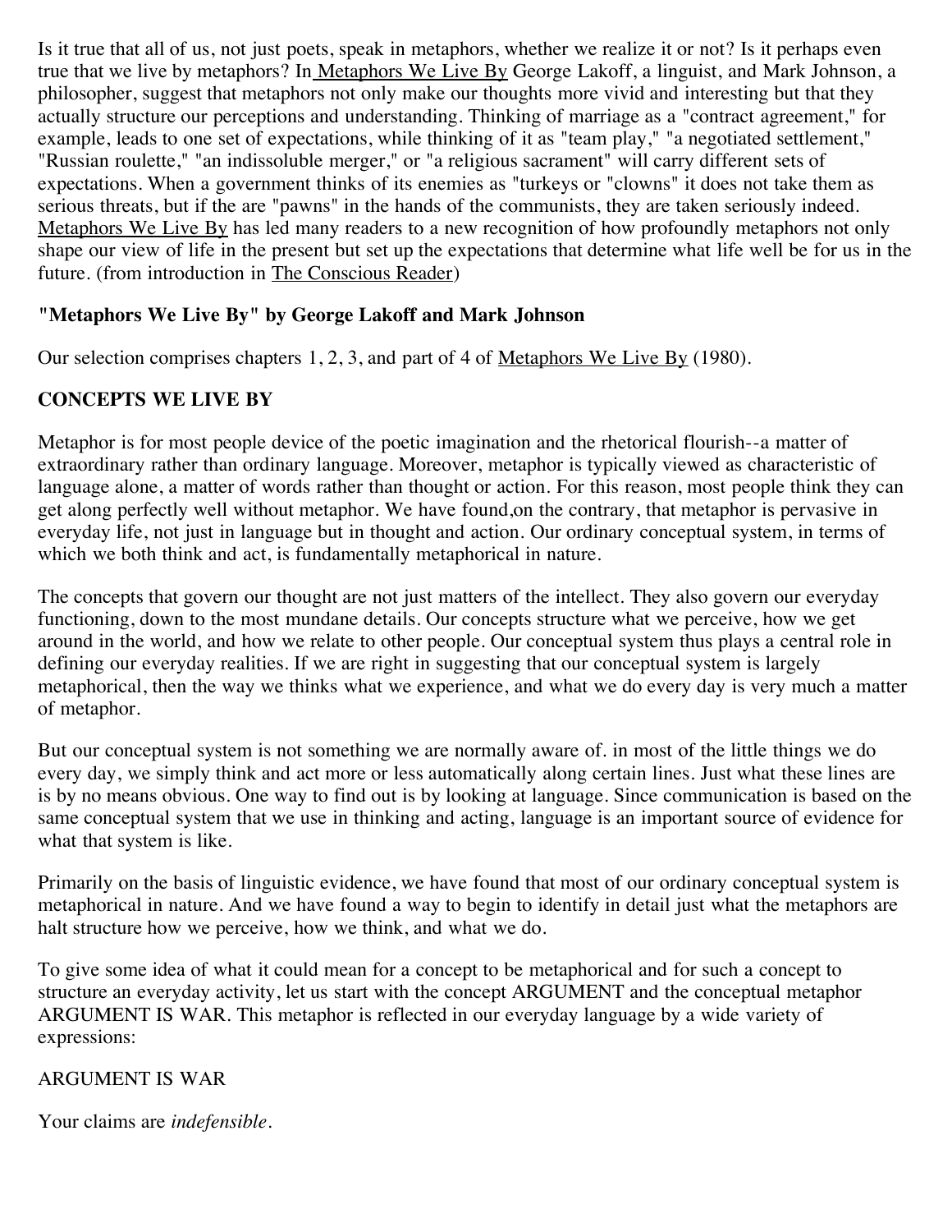Is it true that all of us, not just poets, speak in metaphors, whether we realize it or not? Is it perhaps even true that we live by metaphors? In Metaphors We Live By George Lakoff, a linguist, and Mark Johnson, a philosopher, suggest that metaphors not only make our thoughts more vivid and interesting but that they actually structure our perceptions and understanding. Thinking of marriage as a "contract agreement," for example, leads to one set of expectations, while thinking of it as "team play," "a negotiated settlement," "Russian roulette," "an indissoluble merger," or "a religious sacrament" will carry different sets of expectations. When a government thinks of its enemies as "turkeys or "clowns" it does not take them as serious threats, but if the are "pawns" in the hands of the communists, they are taken seriously indeed. Metaphors We Live By has led many readers to a new recognition of how profoundly metaphors not only shape our view of life in the present but set up the expectations that determine what life well be for us in the future. (from introduction in The Conscious Reader)

**"Metaphors We Live By" by George Lakoff and Mark Johnson**

Our selection comprises chapters 1, 2, 3, and part of 4 of Metaphors We Live By (1980).

## CONCEPTS WE LIVE BY

Metaphor is for most people device of the poetic imagination and the rhetorical flourish--a matter of extraordinary rather than ordinary language. Moreover, metaphor is typically viewed as characteristic of language alone, a matter of words rather than thought or action. For this reason, most people think they can get along perfectly well without metaphor. We have found,on the contrary, that metaphor is pervasive in everyday life, not just in language but in thought and action. Our ordinary conceptual system, in terms of which we both think and act, is fundamentally metaphorical in nature.

The concepts that govern our thought are not just matters of the intellect. They also govern our everyday functioning, down to the most mundane details. Our concepts structure what we perceive, how we get around in the world, and how we relate to other people. Our conceptual system thus plays a central role in defining our everyday realities. If we are right in suggesting that our conceptual system is largely metaphorical, then the way we thinks what we experience, and what we do every day is very much a matter of metaphor.

But our conceptual system is not something we are normally aware of. in most of the little things we do every day, we simply think and act more or less automatically along certain lines. Just what these lines are is by no means obvious. One way to find out is by looking at language. Since communication is based on the same conceptual system that we use in thinking and acting, language is an important source of evidence for what that system is like.

Primarily on the basis of linguistic evidence, we have found that most of our ordinary conceptual system is metaphorical in nature. And we have found a way to begin to identify in detail just what the metaphors are halt structure how we perceive, how we think, and what we do.

To give some idea of what it could mean for a concept to be metaphorical and for such a concept to structure an everyday activity, let us start with the concept ARGUMENT and the conceptual metaphor ARGUMENT IS WAR. This metaphor is reflected in our everyday language by a wide variety of expressions:

ARGUMENT IS WAR

Your claims are *indefensible*.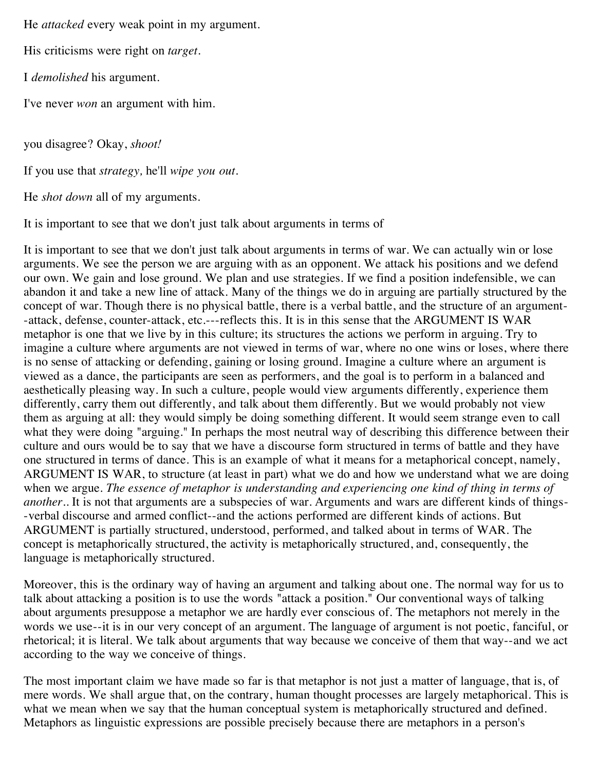He *attacked* every weak point in my argument.

His criticisms were right on *target*.

I *demolished* his argument.

I've never *won* an argument with him.

you disagree? Okay, *shoot!*

If you use that *strategy,* he'll *wipe you out*.

He *shot down* all of my arguments.

It is important to see that we don't just talk about arguments in terms of

It is important to see that we don't just talk about arguments in terms of war. We can actually win or lose arguments. We see the person we are arguing with as an opponent. We attack his positions and we defend our own. We gain and lose ground. We plan and use strategies. If we find a position indefensible, we can abandon it and take a new line of attack. Many of the things we do in arguing are partially structured by the concept of war. Though there is no physical battle, there is a verbal battle, and the structure of an argument--attack, defense, counter-attack, etc.---reflects this. It is in this sense that the ARGUMENT IS WAR metaphor is one that we live by in this culture; its structures the actions we perform in arguing. Try to imagine a culture where arguments are not viewed in terms of war, where no one wins or loses, where there is no sense of attacking or defending, gaining or losing ground. Imagine a culture where an argument is viewed as a dance, the participants are seen as performers, and the goal is to perform in a balanced and aesthetically pleasing way. In such a culture, people would view arguments differently, experience them differently, carry them out differently, and talk about them differently. But we would probably not view them as arguing at all: they would simply be doing something different. It would seem strange even to call what they were doing "arguing." In perhaps the most neutral way of describing this difference between their culture and ours would be to say that we have a discourse form structured in terms of battle and they have one structured in terms of dance. This is an example of what it means for a metaphorical concept, namely, ARGUMENT IS WAR, to structure (at least in part) what we do and how we understand what we are doing when we argue. *The essence of metaphor is understanding and experiencing one kind of thing in terms of another*.. It is not that arguments are a subspecies of war. Arguments and wars are different kinds of things--verbal discourse and armed conflict--and the actions performed are different kinds of actions. But ARGUMENT is partially structured, understood, performed, and talked about in terms of WAR. The concept is metaphorically structured, the activity is metaphorically structured, and, consequently, the language is metaphorically structured.

Moreover, this is the ordinary way of having an argument and talking about one. The normal way for us to talk about attacking a position is to use the words "attack a position." Our conventional ways of talking about arguments presuppose a metaphor we are hardly ever conscious of. The metaphors not merely in the words we use--it is in our very concept of an argument. The language of argument is not poetic, fanciful, or rhetorical; it is literal. We talk about arguments that way because we conceive of them that way--and we act according to the way we conceive of things.

The most important claim we have made so far is that metaphor is not just a matter of language, that is, of mere words. We shall argue that, on the contrary, human thought processes are largely metaphorical. This is what we mean when we say that the human conceptual system is metaphorically structured and defined. Metaphors as linguistic expressions are possible precisely because there are metaphors in a person's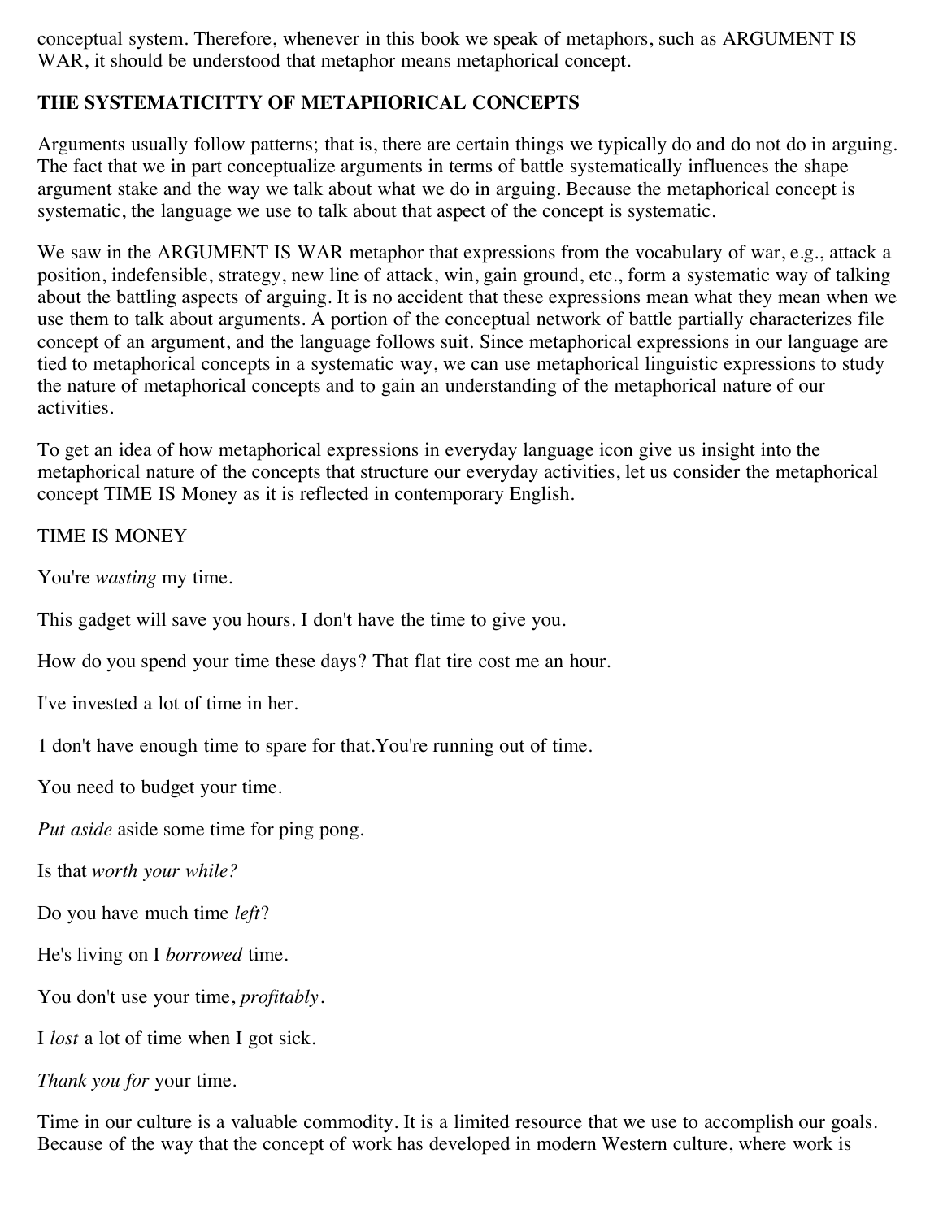conceptual system. Therefore, whenever in this book we speak of metaphors, such as ARGUMENT IS WAR, it should be understood that metaphor means metaphorical concept.

**THE SYSTEMATICITTY OF METAPHORICAL CONCEPTS**

Arguments usually follow patterns; that is, there are certain things we typically do and do not do in arguing. The fact that we in part conceptualize arguments in terms of battle systematically influences the shape argument stake and the way we talk about what we do in arguing. Because the metaphorical concept is systematic, the language we use to talk about that aspect of the concept is systematic.

We saw in the ARGUMENT IS WAR metaphor that expressions from the vocabulary of war, e.g., attack a position, indefensible, strategy, new line of attack, win, gain ground, etc., form a systematic way of talking about the battling aspects of arguing. It is no accident that these expressions mean what they mean when we use them to talk about arguments. A portion of the conceptual network of battle partially characterizes file concept of an argument, and the language follows suit. Since metaphorical expressions in our language are tied to metaphorical concepts in a systematic way, we can use metaphorical linguistic expressions to study the nature of metaphorical concepts and to gain an understanding of the metaphorical nature of our activities.

To get an idea of how metaphorical expressions in everyday language icon give us insight into the metaphorical nature of the concepts that structure our everyday activities, let us consider the metaphorical concept TIME IS Money as it is reflected in contemporary English.

TIME IS MONEY

You're *wasting* my time.

This gadget will save you hours. I don't have the time to give you.

How do you spend your time these days? That flat tire cost me an hour.

I've invested a lot of time in her.

1 don't have enough time to spare for that.You're running out of time.

You need to budget your time.

*Put aside* aside some time for ping pong.

Is that *worth your while?*

Do you have much time *left*?

He's living on I *borrowed* time.

You don't use your time, *profitably*.

I *lost* a lot of time when I got sick.

*Thank you for* your time.

Time in our culture is a valuable commodity. It is a limited resource that we use to accomplish our goals. Because of the way that the concept of work has developed in modern Western culture, where work is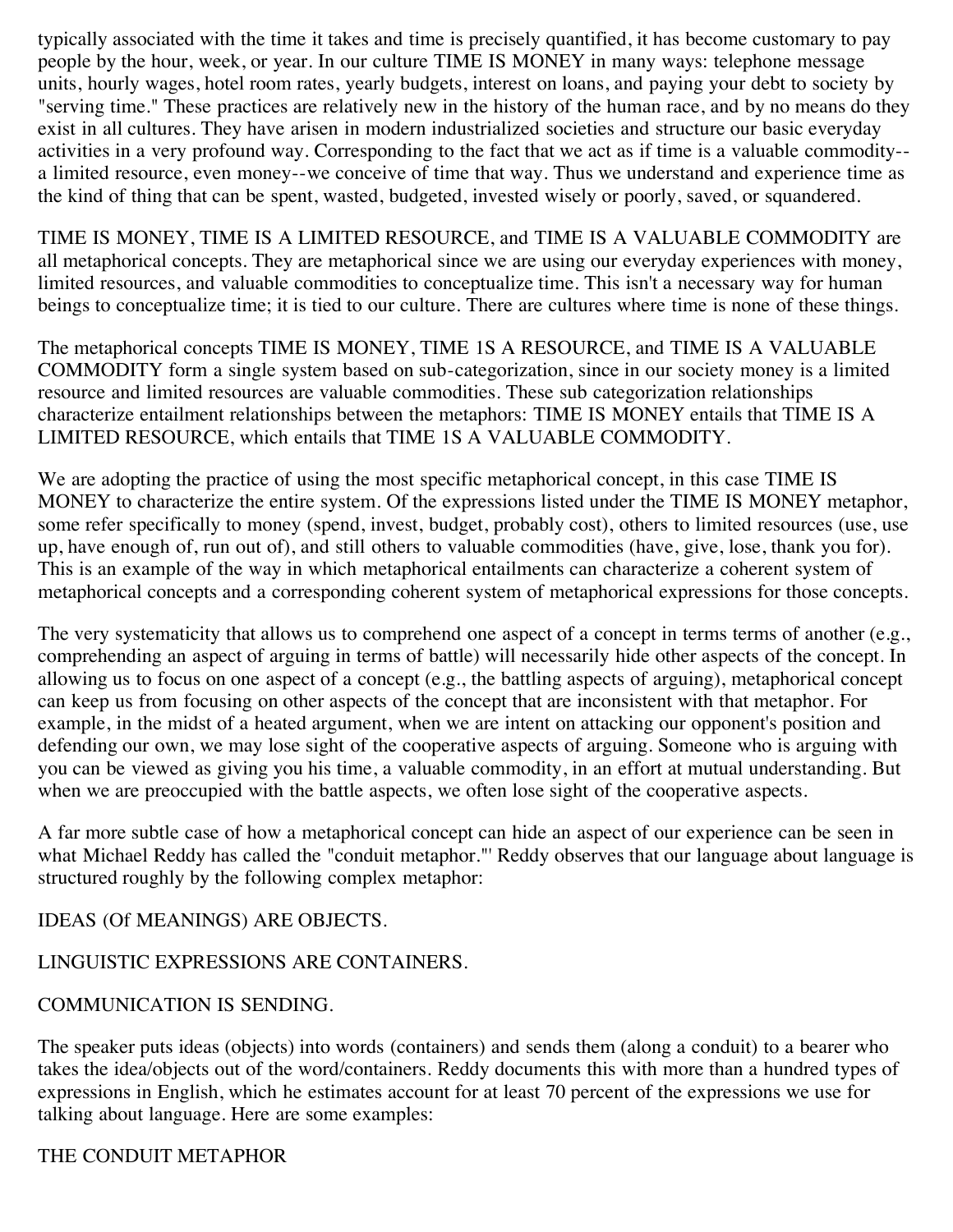typically associated with the time it takes and time is precisely quantified, it has become customary to pay people by the hour, week, or year. In our culture TIME IS MONEY in many ways: telephone message units, hourly wages, hotel room rates, yearly budgets, interest on loans, and paying your debt to society by "serving time." These practices are relatively new in the history of the human race, and by no means do they exist in all cultures. They have arisen in modern industrialized societies and structure our basic everyday activities in a very profound way. Corresponding to the fact that we act as if time is a valuable commodity--a limited resource, even money--we conceive of time that way. Thus we understand and experience time as the kind of thing that can be spent, wasted, budgeted, invested wisely or poorly, saved, or squandered.

TIME IS MONEY, TIME IS A LIMITED RESOURCE, and TIME IS A VALUABLE COMMODITY are all metaphorical concepts. They are metaphorical since we are using our everyday experiences with money, limited resources, and valuable commodities to conceptualize time. This isn't a necessary way for human beings to conceptualize time; it is tied to our culture. There are cultures where time is none of these things.

The metaphorical concepts TIME IS MONEY, TIME 1S A RESOURCE, and TIME IS A VALUABLE COMMODITY form a single system based on sub-categorization, since in our society money is a limited resource and limited resources are valuable commodities. These sub categorization relationships characterize entailment relationships between the metaphors: TIME IS MONEY entails that TIME IS A LIMITED RESOURCE, which entails that TIME 1S A VALUABLE COMMODITY.

We are adopting the practice of using the most specific metaphorical concept, in this case TIME IS MONEY to characterize the entire system. Of the expressions listed under the TIME IS MONEY metaphor, some refer specifically to money (spend, invest, budget, probably cost), others to limited resources (use, use up, have enough of, run out of), and still others to valuable commodities (have, give, lose, thank you for). This is an example of the way in which metaphorical entailments can characterize a coherent system of metaphorical concepts and a corresponding coherent system of metaphorical expressions for those concepts.

The very systematicity that allows us to comprehend one aspect of a concept in terms terms of another (e.g., comprehending an aspect of arguing in terms of battle) will necessarily hide other aspects of the concept. In allowing us to focus on one aspect of a concept (e.g., the battling aspects of arguing), metaphorical concept can keep us from focusing on other aspects of the concept that are inconsistent with that metaphor. For example, in the midst of a heated argument, when we are intent on attacking our opponent's position and defending our own, we may lose sight of the cooperative aspects of arguing. Someone who is arguing with you can be viewed as giving you his time, a valuable commodity, in an effort at mutual understanding. But when we are preoccupied with the battle aspects, we often lose sight of the cooperative aspects.

A far more subtle case of how a metaphorical concept can hide an aspect of our experience can be seen in what Michael Reddy has called the "conduit metaphor."' Reddy observes that our language about language is structured roughly by the following complex metaphor:

IDEAS (Of MEANINGS) ARE OBJECTS.

LINGUISTIC EXPRESSIONS ARE CONTAINERS.

COMMUNICATION IS SENDING.

The speaker puts ideas (objects) into words (containers) and sends them (along a conduit) to a bearer who takes the idea/objects out of the word/containers. Reddy documents this with more than a hundred types of expressions in English, which he estimates account for at least 70 percent of the expressions we use for talking about language. Here are some examples:

THE CONDUIT METAPHOR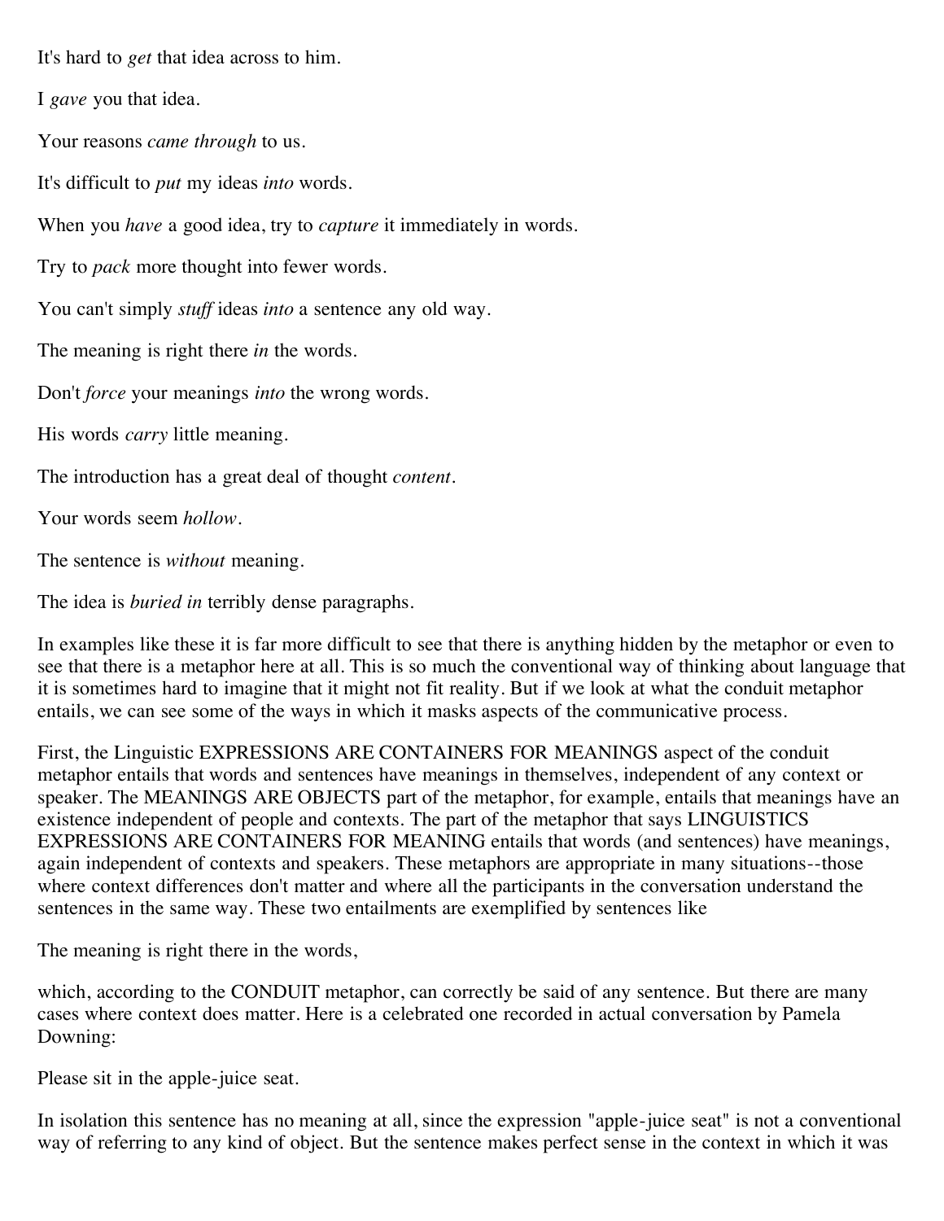It's hard to *get* that idea across to him.

I *gave* you that idea.

Your reasons *came through* to us.

It's difficult to *put* my ideas *into* words.

When you *have* a good idea, try to *capture* it immediately in words.

Try to *pack* more thought into fewer words.

You can't simply *stuff* ideas *into* a sentence any old way.

The meaning is right there *in* the words.

Don't *force* your meanings *into* the wrong words.

His words *carry* little meaning.

The introduction has a great deal of thought *content*.

Your words seem *hollow*.

The sentence is *without* meaning.

The idea is *buried in* terribly dense paragraphs.

In examples like these it is far more difficult to see that there is anything hidden by the metaphor or even to see that there is a metaphor here at all. This is so much the conventional way of thinking about language that it is sometimes hard to imagine that it might not fit reality. But if we look at what the conduit metaphor entails, we can see some of the ways in which it masks aspects of the communicative process.

First, the Linguistic EXPRESSIONS ARE CONTAINERS FOR MEANINGS aspect of the conduit metaphor entails that words and sentences have meanings in themselves, independent of any context or speaker. The MEANINGS ARE OBJECTS part of the metaphor, for example, entails that meanings have an existence independent of people and contexts. The part of the metaphor that says LINGUISTICS EXPRESSIONS ARE CONTAINERS FOR MEANING entails that words (and sentences) have meanings, again independent of contexts and speakers. These metaphors are appropriate in many situations--those where context differences don't matter and where all the participants in the conversation understand the sentences in the same way. These two entailments are exemplified by sentences like

The meaning is right there in the words,

which, according to the CONDUIT metaphor, can correctly be said of any sentence. But there are many cases where context does matter. Here is a celebrated one recorded in actual conversation by Pamela Downing:

Please sit in the apple-juice seat.

In isolation this sentence has no meaning at all, since the expression "apple-juice seat" is not a conventional way of referring to any kind of object. But the sentence makes perfect sense in the context in which it was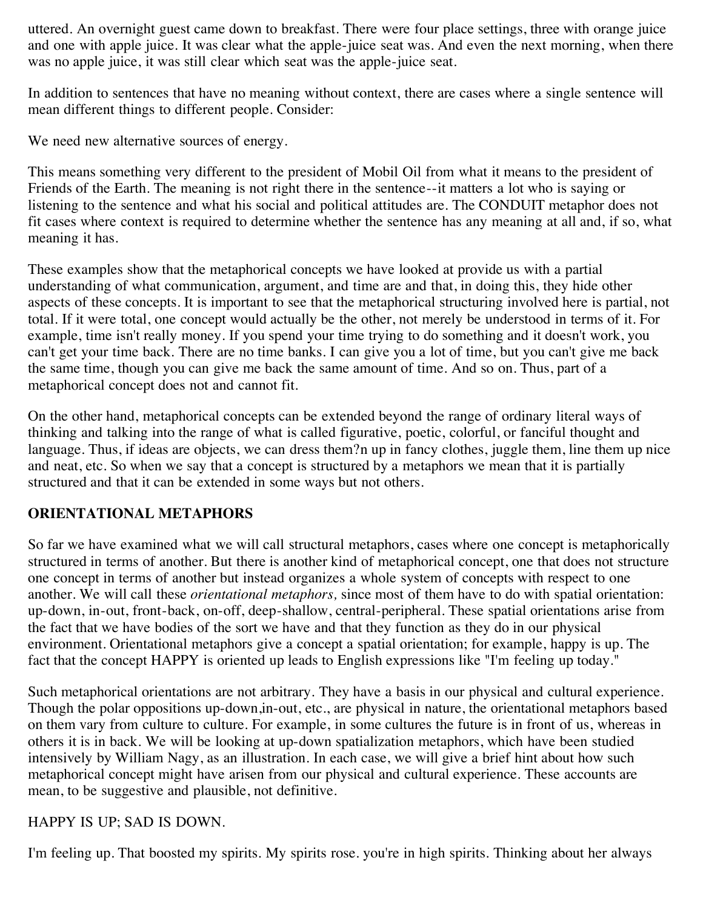uttered. An overnight guest came down to breakfast. There were four place settings, three with orange juice and one with apple juice. It was clear what the apple-juice seat was. And even the next morning, when there was no apple juice, it was still clear which seat was the apple-juice seat.

In addition to sentences that have no meaning without context, there are cases where a single sentence will mean different things to different people. Consider:

We need new alternative sources of energy.

This means something very different to the president of Mobil Oil from what it means to the president of Friends of the Earth. The meaning is not right there in the sentence--it matters a lot who is saying or listening to the sentence and what his social and political attitudes are. The CONDUIT metaphor does not fit cases where context is required to determine whether the sentence has any meaning at all and, if so, what meaning it has.

These examples show that the metaphorical concepts we have looked at provide us with a partial understanding of what communication, argument, and time are and that, in doing this, they hide other aspects of these concepts. It is important to see that the metaphorical structuring involved here is partial, not total. If it were total, one concept would actually be the other, not merely be understood in terms of it. For example, time isn't really money. If you spend your time trying to do something and it doesn't work, you can't get your time back. There are no time banks. I can give you a lot of time, but you can't give me back the same time, though you can give me back the same amount of time. And so on. Thus, part of a metaphorical concept does not and cannot fit.

On the other hand, metaphorical concepts can be extended beyond the range of ordinary literal ways of thinking and talking into the range of what is called figurative, poetic, colorful, or fanciful thought and language. Thus, if ideas are objects, we can dress them?n up in fancy clothes, juggle them, line them up nice and neat, etc. So when we say that a concept is structured by a metaphors we mean that it is partially structured and that it can be extended in some ways but not others.

## ORIENTATIONAL METAPHORS

So far we have examined what we will call structural metaphors, cases where one concept is metaphorically structured in terms of another. But there is another kind of metaphorical concept, one that does not structure one concept in terms of another but instead organizes a whole system of concepts with respect to one another. We will call these *orientational metaphors,* since most of them have to do with spatial orientation: up-down, in-out, front-back, on-off, deep-shallow, central-peripheral. These spatial orientations arise from the fact that we have bodies of the sort we have and that they function as they do in our physical environment. Orientational metaphors give a concept a spatial orientation; for example, happy is up. The fact that the concept HAPPY is oriented up leads to English expressions like "I'm feeling up today."

Such metaphorical orientations are not arbitrary. They have a basis in our physical and cultural experience. Though the polar oppositions up-down,in-out, etc., are physical in nature, the orientational metaphors based on them vary from culture to culture. For example, in some cultures the future is in front of us, whereas in others it is in back. We will be looking at up-down spatialization metaphors, which have been studied intensively by William Nagy, as an illustration. In each case, we will give a brief hint about how such metaphorical concept might have arisen from our physical and cultural experience. These accounts are mean, to be suggestive and plausible, not definitive.

HAPPY IS UP; SAD IS DOWN.

I'm feeling up. That boosted my spirits. My spirits rose. you're in high spirits. Thinking about her always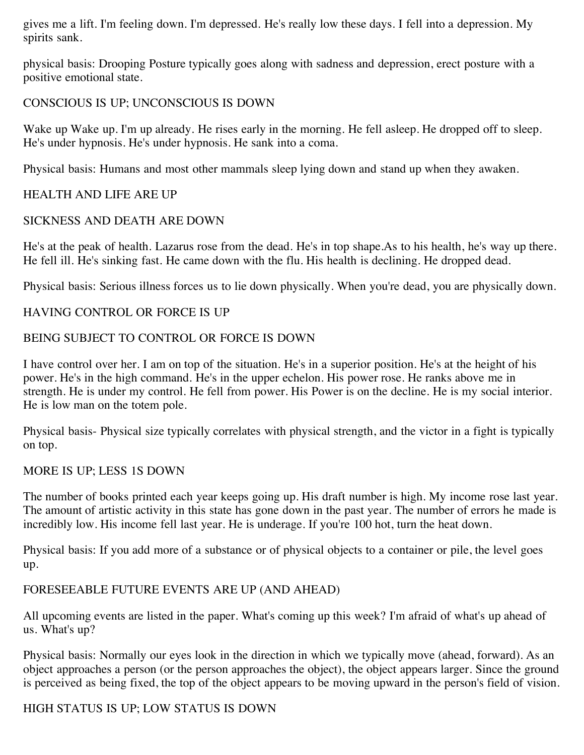gives me a lift. I'm feeling down. I'm depressed. He's really low these days. I fell into a depression. My spirits sank.

physical basis: Drooping Posture typically goes along with sadness and depression, erect posture with a positive emotional state.

CONSCIOUS IS UP; UNCONSCIOUS IS DOWN

Wake up Wake up. I'm up already. He rises early in the morning. He fell asleep. He dropped off to sleep. He's under hypnosis. He's under hypnosis. He sank into a coma.

Physical basis: Humans and most other mammals sleep lying down and stand up when they awaken.

HEALTH AND LIFE ARE UP

SICKNESS AND DEATH ARE DOWN

He's at the peak of health. Lazarus rose from the dead. He's in top shape.As to his health, he's way up there. He fell ill. He's sinking fast. He came down with the flu. His health is declining. He dropped dead.

Physical basis: Serious illness forces us to lie down physically. When you're dead, you are physically down.

HAVING CONTROL OR FORCE IS UP

BEING SUBJECT TO CONTROL OR FORCE IS DOWN

I have control over her. I am on top of the situation. He's in a superior position. He's at the height of his power. He's in the high command. He's in the upper echelon. His power rose. He ranks above me in strength. He is under my control. He fell from power. His Power is on the decline. He is my social interior. He is low man on the totem pole.

Physical basis- Physical size typically correlates with physical strength, and the victor in a fight is typically on top.

MORE IS UP; LESS 1S DOWN

The number of books printed each year keeps going up. His draft number is high. My income rose last year. The amount of artistic activity in this state has gone down in the past year. The number of errors he made is incredibly low. His income fell last year. He is underage. If you're 100 hot, turn the heat down.

Physical basis: If you add more of a substance or of physical objects to a container or pile, the level goes up.

FORESEEABLE FUTURE EVENTS ARE UP (AND AHEAD)

All upcoming events are listed in the paper. What's coming up this week? I'm afraid of what's up ahead of us. What's up?

Physical basis: Normally our eyes look in the direction in which we typically move (ahead, forward). As an object approaches a person (or the person approaches the object), the object appears larger. Since the ground is perceived as being fixed, the top of the object appears to be moving upward in the person's field of vision.

HIGH STATUS IS UP; LOW STATUS IS DOWN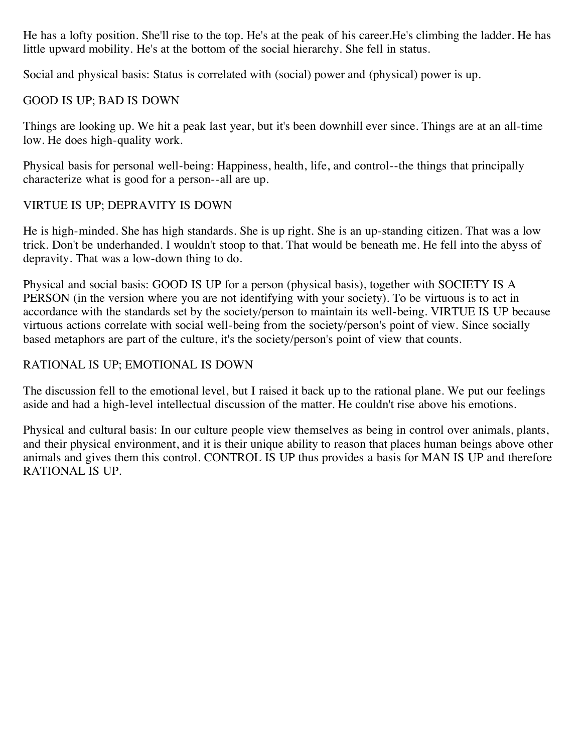He has a lofty position. She'll rise to the top. He's at the peak of his career.He's climbing the ladder. He has little upward mobility. He's at the bottom of the social hierarchy. She fell in status.

Social and physical basis: Status is correlated with (social) power and (physical) power is up.

GOOD IS UP; BAD IS DOWN

Things are looking up. We hit a peak last year, but it's been downhill ever since. Things are at an all-time low. He does high-quality work.

Physical basis for personal well-being: Happiness, health, life, and control--the things that principally characterize what is good for a person--all are up.

VIRTUE IS UP; DEPRAVITY IS DOWN

He is high-minded. She has high standards. She is up right. She is an up-standing citizen. That was a low trick. Don't be underhanded. I wouldn't stoop to that. That would be beneath me. He fell into the abyss of depravity. That was a low-down thing to do.

Physical and social basis: GOOD IS UP for a person (physical basis), together with SOCIETY IS A PERSON (in the version where you are not identifying with your society). To be virtuous is to act in accordance with the standards set by the society/person to maintain its well-being. VIRTUE IS UP because virtuous actions correlate with social well-being from the society/person's point of view. Since socially based metaphors are part of the culture, it's the society/person's point of view that counts.

RATIONAL IS UP; EMOTIONAL IS DOWN

The discussion fell to the emotional level, but I raised it back up to the rational plane. We put our feelings aside and had a high-level intellectual discussion of the matter. He couldn't rise above his emotions.

Physical and cultural basis: In our culture people view themselves as being in control over animals, plants, and their physical environment, and it is their unique ability to reason that places human beings above other animals and gives them this control. CONTROL IS UP thus provides a basis for MAN IS UP and therefore RATIONAL IS UP.